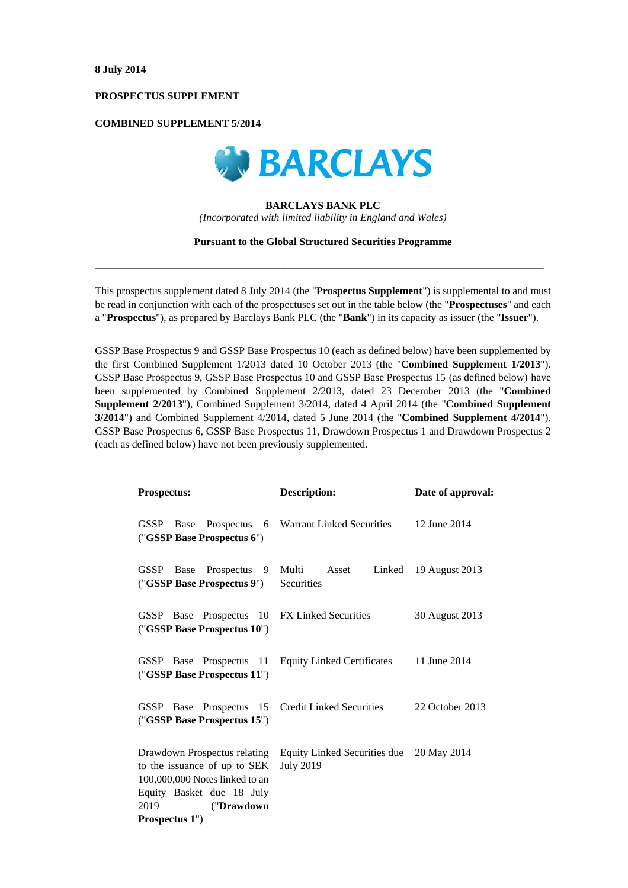**8 July 2014**

**PROSPECTUS SUPPLEMENT**

**COMBINED SUPPLEMENT 5/2014**

BARCLAYS

**BARCLAYS BANK PLC**

*(Incorporated with limited liability in England and Wales)*

**Pursuant to the Global Structured Securities Programme**

---

This prospectus supplement dated 8 July 2014 (the "**Prospectus Supplement**") is supplemental to and must be read in conjunction with each of the prospectuses set out in the table below (the "**Prospectuses**" and each a "**Prospectus**"), as prepared by Barclays Bank PLC (the "**Bank**") in its capacity as issuer (the "**Issuer**").

GSSP Base Prospectus 9 and GSSP Base Prospectus 10 (each as defined below) have been supplemented by the first Combined Supplement 1/2013 dated 10 October 2013 (the "**Combined Supplement 1/2013**"). GSSP Base Prospectus 9, GSSP Base Prospectus 10 and GSSP Base Prospectus 15 (as defined below) have been supplemented by Combined Supplement 2/2013, dated 23 December 2013 (the "**Combined Supplement 2/2013**"), Combined Supplement 3/2014, dated 4 April 2014 (the "**Combined Supplement 3/2014**") and Combined Supplement 4/2014, dated 5 June 2014 (the "**Combined Supplement 4/2014**"). GSSP Base Prospectus 6, GSSP Base Prospectus 11, Drawdown Prospectus 1 and Drawdown Prospectus 2 (each as defined below) have not been previously supplemented.

| **Prospectus:** | **Description:** | **Date of approval:** |
|---|---|---|
| GSSP Base Prospectus 6 ("**GSSP Base Prospectus 6**") | Warrant Linked Securities | 12 June 2014 |
| GSSP Base Prospectus 9 ("**GSSP Base Prospectus 9**") | Multi Asset Linked Securities | 19 August 2013 |
| GSSP Base Prospectus 10 ("**GSSP Base Prospectus 10**") | FX Linked Securities | 30 August 2013 |
| GSSP Base Prospectus 11 ("**GSSP Base Prospectus 11**") | Equity Linked Certificates | 11 June 2014 |
| GSSP Base Prospectus 15 ("**GSSP Base Prospectus 15**") | Credit Linked Securities | 22 October 2013 |
| Drawdown Prospectus relating to the issuance of up to SEK 100,000,000 Notes linked to an Equity Basket due 18 July 2019 ("**Drawdown Prospectus 1**") | Equity Linked Securities due July 2019 | 20 May 2014 |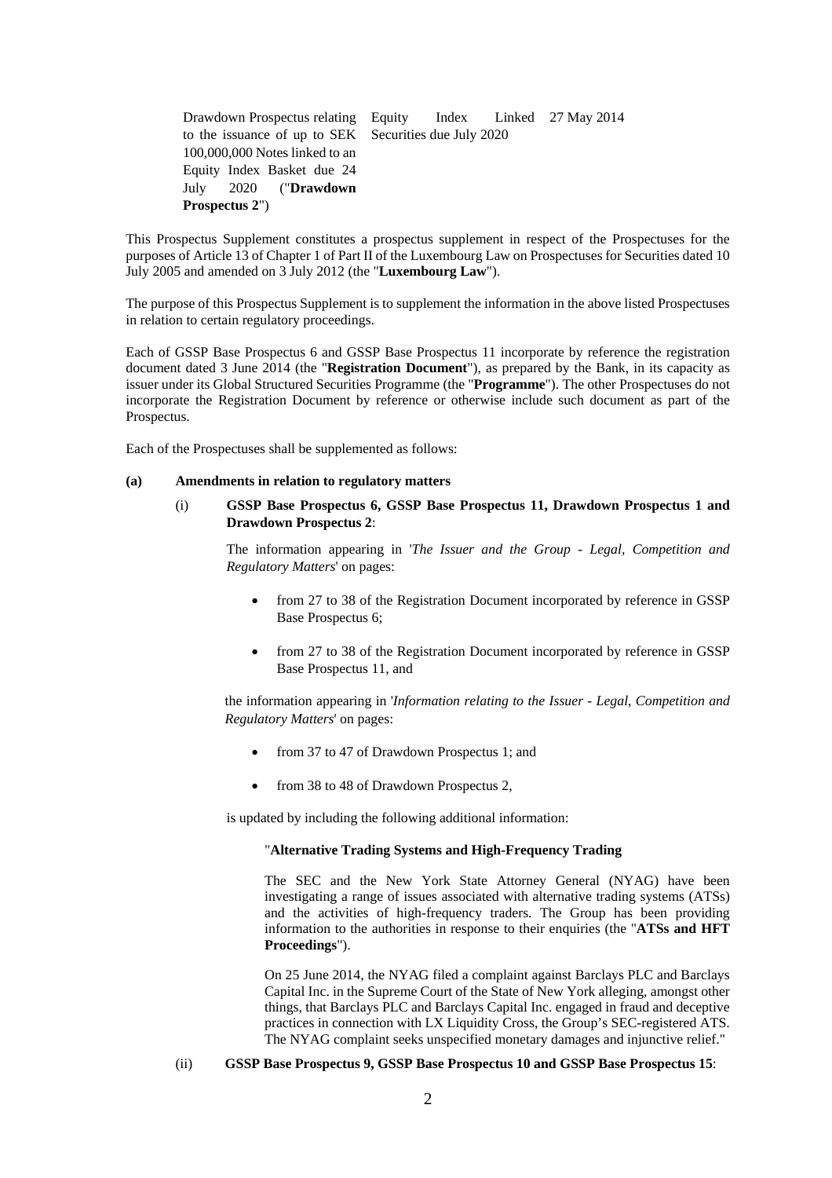| Drawdown Prospectus relating to the issuance of up to SEK 100,000,000 Notes linked to an Equity Index Basket due 24 July 2020 ("**Drawdown Prospectus 2**") | Equity Index Linked Securities due July 2020 | 27 May 2014 |
|---|---|---|

This Prospectus Supplement constitutes a prospectus supplement in respect of the Prospectuses for the purposes of Article 13 of Chapter 1 of Part II of the Luxembourg Law on Prospectuses for Securities dated 10 July 2005 and amended on 3 July 2012 (the "**Luxembourg Law**").

The purpose of this Prospectus Supplement is to supplement the information in the above listed Prospectuses in relation to certain regulatory proceedings.

Each of GSSP Base Prospectus 6 and GSSP Base Prospectus 11 incorporate by reference the registration document dated 3 June 2014 (the "**Registration Document**"), as prepared by the Bank, in its capacity as issuer under its Global Structured Securities Programme (the "**Programme**"). The other Prospectuses do not incorporate the Registration Document by reference or otherwise include such document as part of the Prospectus.

Each of the Prospectuses shall be supplemented as follows:

**(a) Amendments in relation to regulatory matters**

(i) **GSSP Base Prospectus 6, GSSP Base Prospectus 11, Drawdown Prospectus 1 and Drawdown Prospectus 2**:

The information appearing in '*The Issuer and the Group - Legal, Competition and Regulatory Matters*' on pages:

- from 27 to 38 of the Registration Document incorporated by reference in GSSP Base Prospectus 6;
- from 27 to 38 of the Registration Document incorporated by reference in GSSP Base Prospectus 11, and

the information appearing in '*Information relating to the Issuer - Legal, Competition and Regulatory Matters*' on pages:

- from 37 to 47 of Drawdown Prospectus 1; and
- from 38 to 48 of Drawdown Prospectus 2,

is updated by including the following additional information:

"**Alternative Trading Systems and High-Frequency Trading**

The SEC and the New York State Attorney General (NYAG) have been investigating a range of issues associated with alternative trading systems (ATSs) and the activities of high-frequency traders. The Group has been providing information to the authorities in response to their enquiries (the "**ATSs and HFT Proceedings**").

On 25 June 2014, the NYAG filed a complaint against Barclays PLC and Barclays Capital Inc. in the Supreme Court of the State of New York alleging, amongst other things, that Barclays PLC and Barclays Capital Inc. engaged in fraud and deceptive practices in connection with LX Liquidity Cross, the Group's SEC-registered ATS. The NYAG complaint seeks unspecified monetary damages and injunctive relief."

(ii) **GSSP Base Prospectus 9, GSSP Base Prospectus 10 and GSSP Base Prospectus 15**: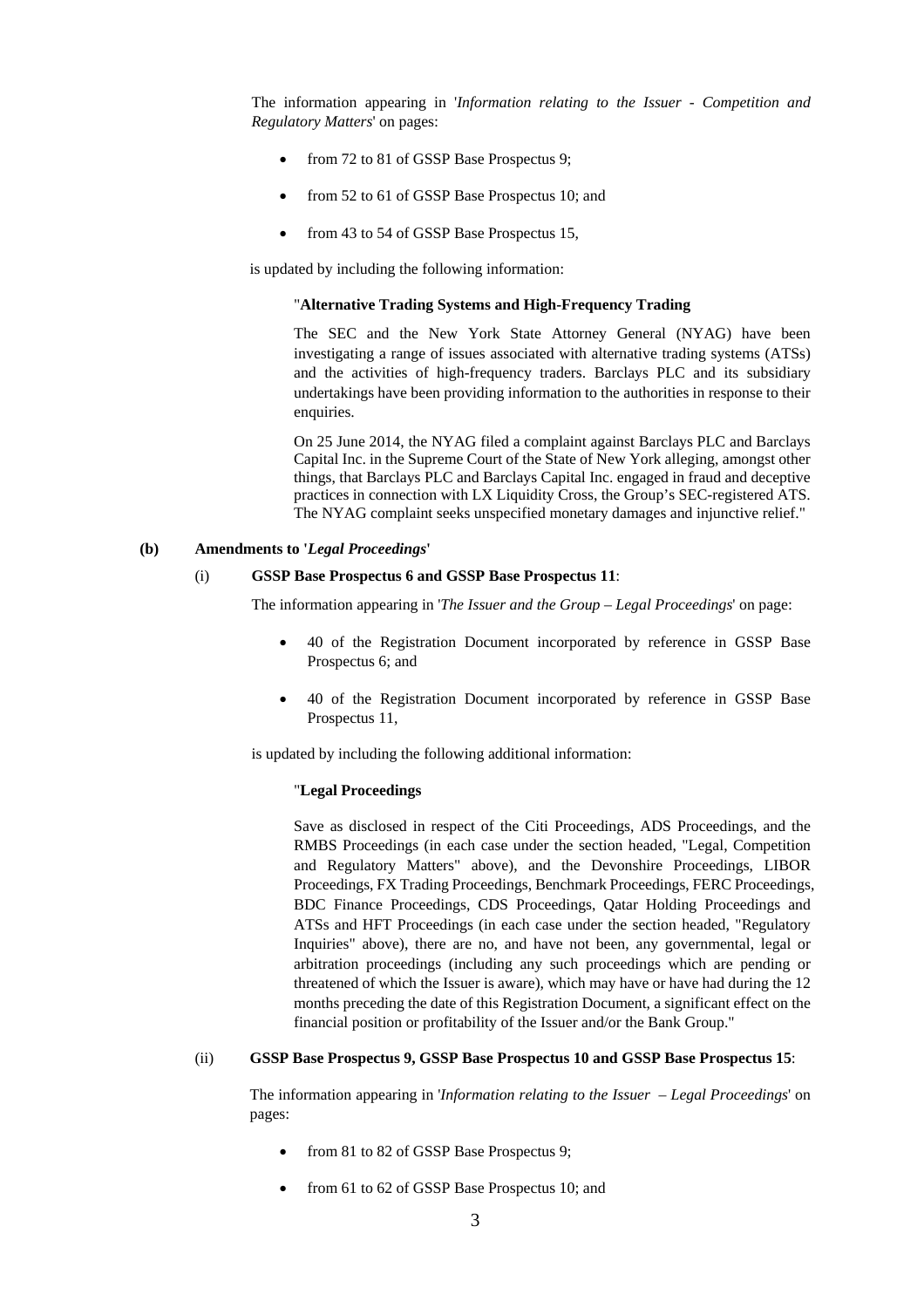The information appearing in '*Information relating to the Issuer - Competition and Regulatory Matters*' on pages:

- from 72 to 81 of GSSP Base Prospectus 9;
- from 52 to 61 of GSSP Base Prospectus 10; and
- from 43 to 54 of GSSP Base Prospectus 15,

is updated by including the following information:

"**Alternative Trading Systems and High-Frequency Trading**

The SEC and the New York State Attorney General (NYAG) have been investigating a range of issues associated with alternative trading systems (ATSs) and the activities of high-frequency traders. Barclays PLC and its subsidiary undertakings have been providing information to the authorities in response to their enquiries.

On 25 June 2014, the NYAG filed a complaint against Barclays PLC and Barclays Capital Inc. in the Supreme Court of the State of New York alleging, amongst other things, that Barclays PLC and Barclays Capital Inc. engaged in fraud and deceptive practices in connection with LX Liquidity Cross, the Group's SEC-registered ATS. The NYAG complaint seeks unspecified monetary damages and injunctive relief."

**(b) Amendments to '*Legal Proceedings*'**

(i) **GSSP Base Prospectus 6 and GSSP Base Prospectus 11**:

The information appearing in '*The Issuer and the Group – Legal Proceedings*' on page:

- 40 of the Registration Document incorporated by reference in GSSP Base Prospectus 6; and
- 40 of the Registration Document incorporated by reference in GSSP Base Prospectus 11,

is updated by including the following additional information:

"**Legal Proceedings**

Save as disclosed in respect of the Citi Proceedings, ADS Proceedings, and the RMBS Proceedings (in each case under the section headed, "Legal, Competition and Regulatory Matters" above), and the Devonshire Proceedings, LIBOR Proceedings, FX Trading Proceedings, Benchmark Proceedings, FERC Proceedings, BDC Finance Proceedings, CDS Proceedings, Qatar Holding Proceedings and ATSs and HFT Proceedings (in each case under the section headed, "Regulatory Inquiries" above), there are no, and have not been, any governmental, legal or arbitration proceedings (including any such proceedings which are pending or threatened of which the Issuer is aware), which may have or have had during the 12 months preceding the date of this Registration Document, a significant effect on the financial position or profitability of the Issuer and/or the Bank Group."

(ii) **GSSP Base Prospectus 9, GSSP Base Prospectus 10 and GSSP Base Prospectus 15**:

The information appearing in '*Information relating to the Issuer – Legal Proceedings*' on pages:

- from 81 to 82 of GSSP Base Prospectus 9;
- from 61 to 62 of GSSP Base Prospectus 10; and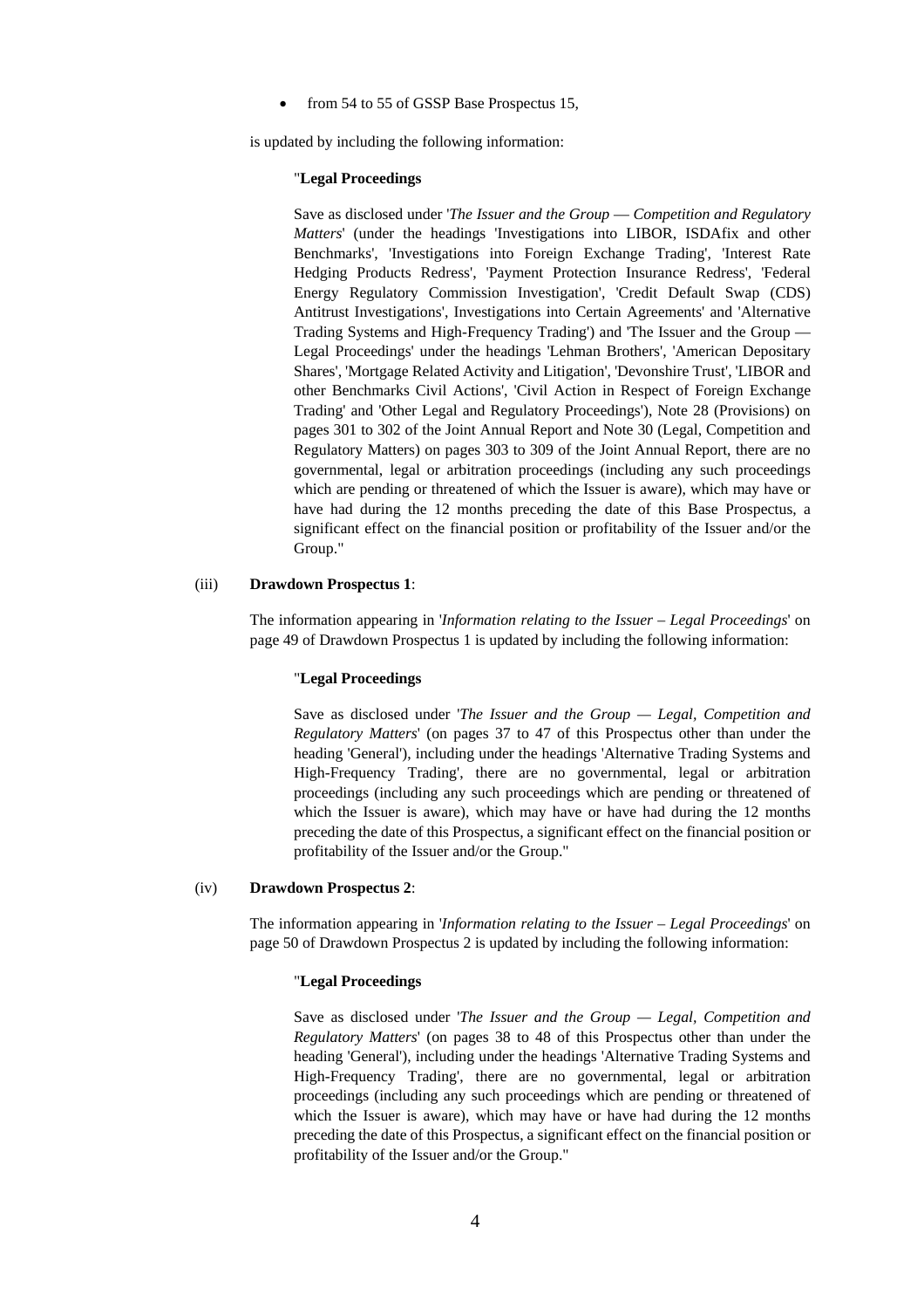- from 54 to 55 of GSSP Base Prospectus 15,

is updated by including the following information:

> "**Legal Proceedings**
>
> Save as disclosed under '*The Issuer and the Group — Competition and Regulatory Matters*' (under the headings 'Investigations into LIBOR, ISDAfix and other Benchmarks', 'Investigations into Foreign Exchange Trading', 'Interest Rate Hedging Products Redress', 'Payment Protection Insurance Redress', 'Federal Energy Regulatory Commission Investigation', 'Credit Default Swap (CDS) Antitrust Investigations', Investigations into Certain Agreements' and 'Alternative Trading Systems and High-Frequency Trading') and 'The Issuer and the Group — Legal Proceedings' under the headings 'Lehman Brothers', 'American Depositary Shares', 'Mortgage Related Activity and Litigation', 'Devonshire Trust', 'LIBOR and other Benchmarks Civil Actions', 'Civil Action in Respect of Foreign Exchange Trading' and 'Other Legal and Regulatory Proceedings'), Note 28 (Provisions) on pages 301 to 302 of the Joint Annual Report and Note 30 (Legal, Competition and Regulatory Matters) on pages 303 to 309 of the Joint Annual Report, there are no governmental, legal or arbitration proceedings (including any such proceedings which are pending or threatened of which the Issuer is aware), which may have or have had during the 12 months preceding the date of this Base Prospectus, a significant effect on the financial position or profitability of the Issuer and/or the Group."

(iii) **Drawdown Prospectus 1**:

The information appearing in '*Information relating to the Issuer – Legal Proceedings*' on page 49 of Drawdown Prospectus 1 is updated by including the following information:

> "**Legal Proceedings**
>
> Save as disclosed under '*The Issuer and the Group — Legal, Competition and Regulatory Matters*' (on pages 37 to 47 of this Prospectus other than under the heading 'General'), including under the headings 'Alternative Trading Systems and High-Frequency Trading', there are no governmental, legal or arbitration proceedings (including any such proceedings which are pending or threatened of which the Issuer is aware), which may have or have had during the 12 months preceding the date of this Prospectus, a significant effect on the financial position or profitability of the Issuer and/or the Group."

(iv) **Drawdown Prospectus 2**:

The information appearing in '*Information relating to the Issuer – Legal Proceedings*' on page 50 of Drawdown Prospectus 2 is updated by including the following information:

> "**Legal Proceedings**
>
> Save as disclosed under '*The Issuer and the Group — Legal, Competition and Regulatory Matters*' (on pages 38 to 48 of this Prospectus other than under the heading 'General'), including under the headings 'Alternative Trading Systems and High-Frequency Trading', there are no governmental, legal or arbitration proceedings (including any such proceedings which are pending or threatened of which the Issuer is aware), which may have or have had during the 12 months preceding the date of this Prospectus, a significant effect on the financial position or profitability of the Issuer and/or the Group."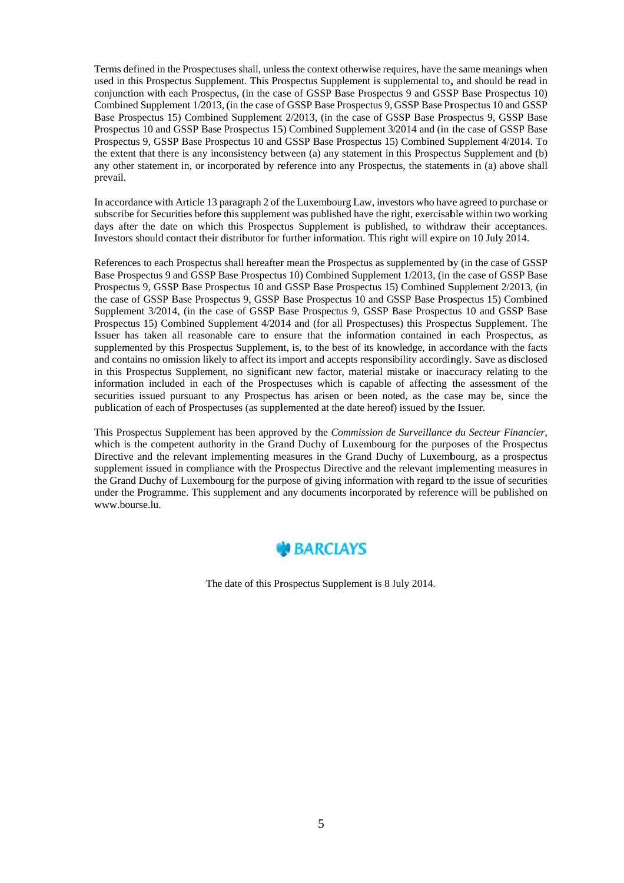Terms defined in the Prospectuses shall, unless the context otherwise requires, have the same meanings when used in this Prospectus Supplement. This Prospectus Supplement is supplemental to, and should be read in conjunction with each Prospectus, (in the case of GSSP Base Prospectus 9 and GSSP Base Prospectus 10) Combined Supplement 1/2013, (in the case of GSSP Base Prospectus 9, GSSP Base Prospectus 10 and GSSP Base Prospectus 15) Combined Supplement 2/2013, (in the case of GSSP Base Prospectus 9, GSSP Base Prospectus 10 and GSSP Base Prospectus 15) Combined Supplement 3/2014 and (in the case of GSSP Base Prospectus 9, GSSP Base Prospectus 10 and GSSP Base Prospectus 15) Combined Supplement 4/2014. To the extent that there is any inconsistency between (a) any statement in this Prospectus Supplement and (b) any other statement in, or incorporated by reference into any Prospectus, the statements in (a) above shall prevail.

In accordance with Article 13 paragraph 2 of the Luxembourg Law, investors who have agreed to purchase or subscribe for Securities before this supplement was published have the right, exercisable within two working days after the date on which this Prospectus Supplement is published, to withdraw their acceptances. Investors should contact their distributor for further information. This right will expire on 10 July 2014.

References to each Prospectus shall hereafter mean the Prospectus as supplemented by (in the case of GSSP Base Prospectus 9 and GSSP Base Prospectus 10) Combined Supplement 1/2013, (in the case of GSSP Base Prospectus 9, GSSP Base Prospectus 10 and GSSP Base Prospectus 15) Combined Supplement 2/2013, (in the case of GSSP Base Prospectus 9, GSSP Base Prospectus 10 and GSSP Base Prospectus 15) Combined Supplement 3/2014, (in the case of GSSP Base Prospectus 9, GSSP Base Prospectus 10 and GSSP Base Prospectus 15) Combined Supplement 4/2014 and (for all Prospectuses) this Prospectus Supplement. The Issuer has taken all reasonable care to ensure that the information contained in each Prospectus, as supplemented by this Prospectus Supplement, is, to the best of its knowledge, in accordance with the facts and contains no omission likely to affect its import and accepts responsibility accordingly. Save as disclosed in this Prospectus Supplement, no significant new factor, material mistake or inaccuracy relating to the information included in each of the Prospectuses which is capable of affecting the assessment of the securities issued pursuant to any Prospectus has arisen or been noted, as the case may be, since the publication of each of Prospectuses (as supplemented at the date hereof) issued by the Issuer.

This Prospectus Supplement has been approved by the *Commission de Surveillance du Secteur Financier*, which is the competent authority in the Grand Duchy of Luxembourg for the purposes of the Prospectus Directive and the relevant implementing measures in the Grand Duchy of Luxembourg, as a prospectus supplement issued in compliance with the Prospectus Directive and the relevant implementing measures in the Grand Duchy of Luxembourg for the purpose of giving information with regard to the issue of securities under the Programme. This supplement and any documents incorporated by reference will be published on www.bourse.lu.

BARCLAYS

The date of this Prospectus Supplement is 8 July 2014.